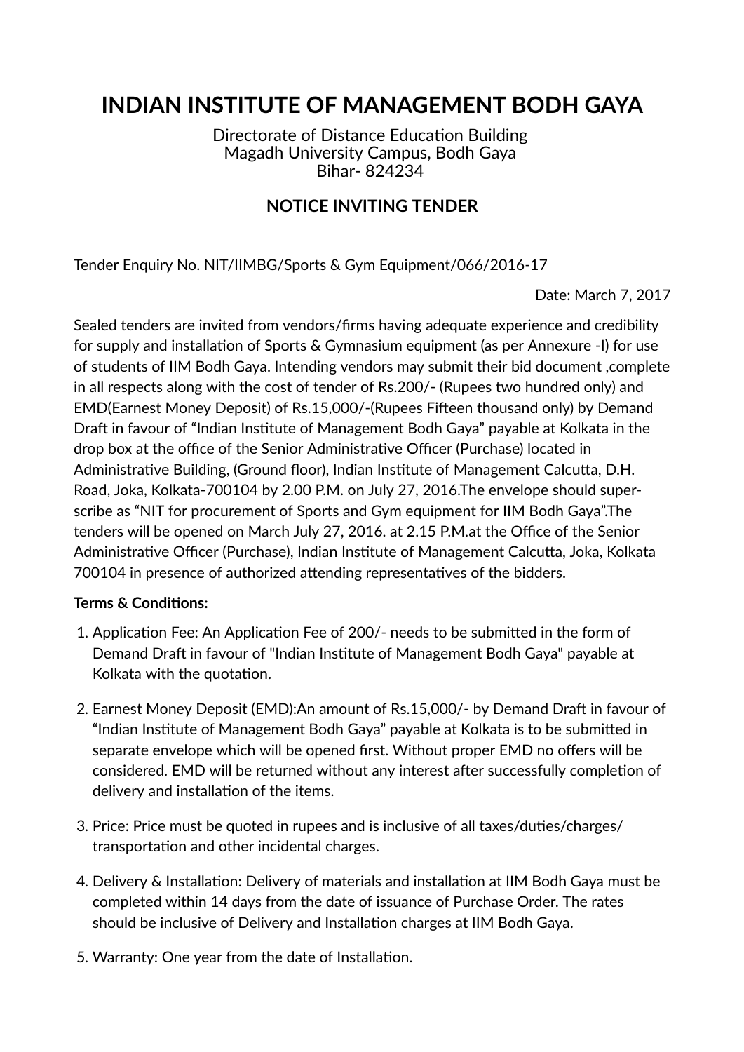# INDIAN INSTITUTE OF MANAGEMENT BODH GAYA

Directorate of Distance Education Building
Magadh University Campus, Bodh Gaya
Bihar- 824234

## NOTICE INVITING TENDER

Tender Enquiry No. NIT/IIMBG/Sports & Gym Equipment/066/2016-17

Date: March 7, 2017

Sealed tenders are invited from vendors/firms having adequate experience and credibility for supply and installation of Sports & Gymnasium equipment (as per Annexure -I) for use of students of IIM Bodh Gaya. Intending vendors may submit their bid document ,complete in all respects along with the cost of tender of Rs.200/- (Rupees two hundred only) and EMD(Earnest Money Deposit) of Rs.15,000/-(Rupees Fifteen thousand only) by Demand Draft in favour of "Indian Institute of Management Bodh Gaya" payable at Kolkata in the drop box at the office of the Senior Administrative Officer (Purchase) located in Administrative Building, (Ground floor), Indian Institute of Management Calcutta, D.H. Road, Joka, Kolkata-700104 by 2.00 P.M. on July 27, 2016.The envelope should super-scribe as "NIT for procurement of Sports and Gym equipment for IIM Bodh Gaya".The tenders will be opened on March July 27, 2016. at 2.15 P.M.at the Office of the Senior Administrative Officer (Purchase), Indian Institute of Management Calcutta, Joka, Kolkata 700104 in presence of authorized attending representatives of the bidders.

**Terms & Conditions:**

1. Application Fee: An Application Fee of 200/- needs to be submitted in the form of Demand Draft in favour of "Indian Institute of Management Bodh Gaya" payable at Kolkata with the quotation.

2. Earnest Money Deposit (EMD):An amount of Rs.15,000/- by Demand Draft in favour of "Indian Institute of Management Bodh Gaya" payable at Kolkata is to be submitted in separate envelope which will be opened first. Without proper EMD no offers will be considered. EMD will be returned without any interest after successfully completion of delivery and installation of the items.

3. Price: Price must be quoted in rupees and is inclusive of all taxes/duties/charges/ transportation and other incidental charges.

4. Delivery & Installation: Delivery of materials and installation at IIM Bodh Gaya must be completed within 14 days from the date of issuance of Purchase Order. The rates should be inclusive of Delivery and Installation charges at IIM Bodh Gaya.

5. Warranty: One year from the date of Installation.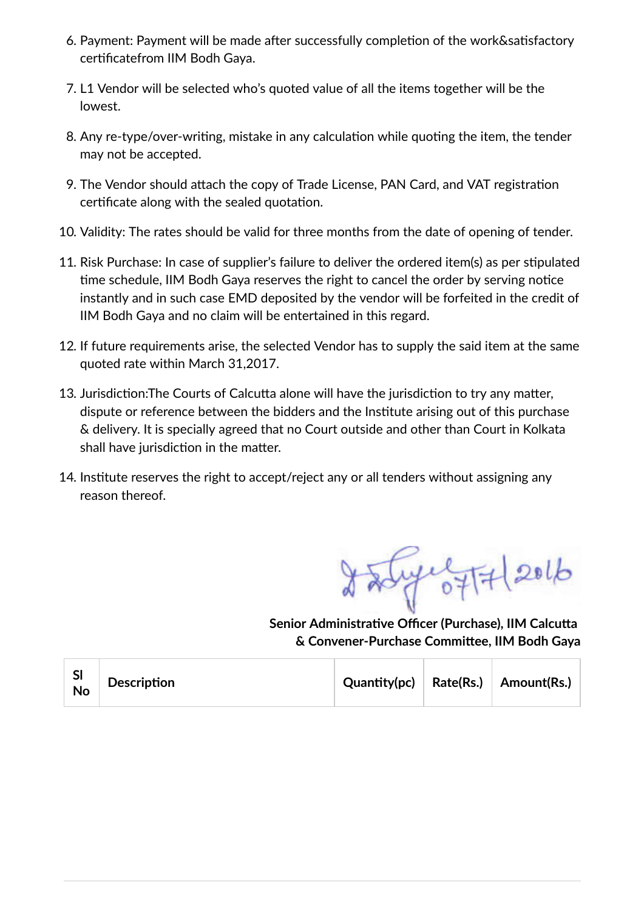6. Payment: Payment will be made after successfully completion of the work&satisfactory certificatefrom IIM Bodh Gaya.
7. L1 Vendor will be selected who's quoted value of all the items together will be the lowest.
8. Any re-type/over-writing, mistake in any calculation while quoting the item, the tender may not be accepted.
9. The Vendor should attach the copy of Trade License, PAN Card, and VAT registration certificate along with the sealed quotation.
10. Validity: The rates should be valid for three months from the date of opening of tender.
11. Risk Purchase: In case of supplier's failure to deliver the ordered item(s) as per stipulated time schedule, IIM Bodh Gaya reserves the right to cancel the order by serving notice instantly and in such case EMD deposited by the vendor will be forfeited in the credit of IIM Bodh Gaya and no claim will be entertained in this regard.
12. If future requirements arise, the selected Vendor has to supply the said item at the same quoted rate within March 31,2017.
13. Jurisdiction:The Courts of Calcutta alone will have the jurisdiction to try any matter, dispute or reference between the bidders and the Institute arising out of this purchase & delivery. It is specially agreed that no Court outside and other than Court in Kolkata shall have jurisdiction in the matter.
14. Institute reserves the right to accept/reject any or all tenders without assigning any reason thereof.

07/7/2016

**Senior Administrative Officer (Purchase), IIM Calcutta**
**& Convener-Purchase Committee, IIM Bodh Gaya**

| Sl No | Description | Quantity(pc) | Rate(Rs.) | Amount(Rs.) |
|---|---|---|---|---|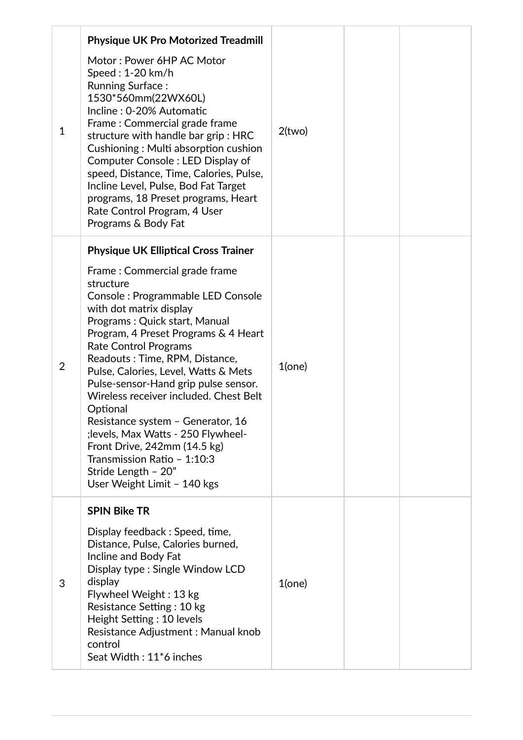| | | | | |
|---|---|---|---|---|
| 1 | **Physique UK Pro Motorized Treadmill**<br><br>Motor : Power 6HP AC Motor<br>Speed : 1-20 km/h<br>Running Surface : 1530*560mm(22WX60L)<br>Incline : 0-20% Automatic<br>Frame : Commercial grade frame structure with handle bar grip : HRC<br>Cushioning : Multi absorption cushion<br>Computer Console : LED Display of speed, Distance, Time, Calories, Pulse, Incline Level, Pulse, Bod Fat Target programs, 18 Preset programs, Heart Rate Control Program, 4 User Programs & Body Fat | 2(two) | | |
| 2 | **Physique UK Elliptical Cross Trainer**<br><br>Frame : Commercial grade frame structure<br>Console : Programmable LED Console with dot matrix display<br>Programs : Quick start, Manual Program, 4 Preset Programs & 4 Heart Rate Control Programs<br>Readouts : Time, RPM, Distance, Pulse, Calories, Level, Watts & Mets<br>Pulse-sensor-Hand grip pulse sensor. Wireless receiver included. Chest Belt Optional<br>Resistance system – Generator, 16 ;levels, Max Watts - 250 Flywheel-Front Drive, 242mm (14.5 kg)<br>Transmission Ratio – 1:10:3<br>Stride Length – 20”<br>User Weight Limit – 140 kgs | 1(one) | | |
| 3 | **SPIN Bike TR**<br><br>Display feedback : Speed, time, Distance, Pulse, Calories burned, Incline and Body Fat<br>Display type : Single Window LCD display<br>Flywheel Weight : 13 kg<br>Resistance Setting : 10 kg<br>Height Setting : 10 levels<br>Resistance Adjustment : Manual knob control<br>Seat Width : 11*6 inches | 1(one) | | |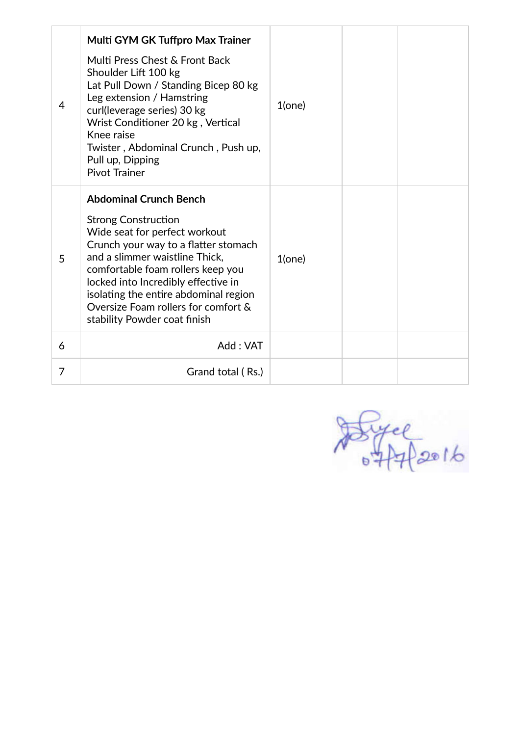| | | | | |
|---|---|---|---|---|
| 4 | **Multi GYM GK Tuffpro Max Trainer**<br><br>Multi Press Chest & Front Back Shoulder Lift 100 kg<br>Lat Pull Down / Standing Bicep 80 kg<br>Leg extension / Hamstring curl(leverage series) 30 kg<br>Wrist Conditioner 20 kg , Vertical Knee raise<br>Twister , Abdominal Crunch , Push up, Pull up, Dipping<br>Pivot Trainer | 1(one) | | |
| 5 | **Abdominal Crunch Bench**<br><br>Strong Construction<br>Wide seat for perfect workout<br>Crunch your way to a flatter stomach and a slimmer waistline Thick, comfortable foam rollers keep you locked into Incredibly effective in isolating the entire abdominal region<br>Oversize Foam rollers for comfort & stability Powder coat finish | 1(one) | | |
| 6 | Add : VAT | | | |
| 7 | Grand total ( Rs.) | | | |

07/7/2016